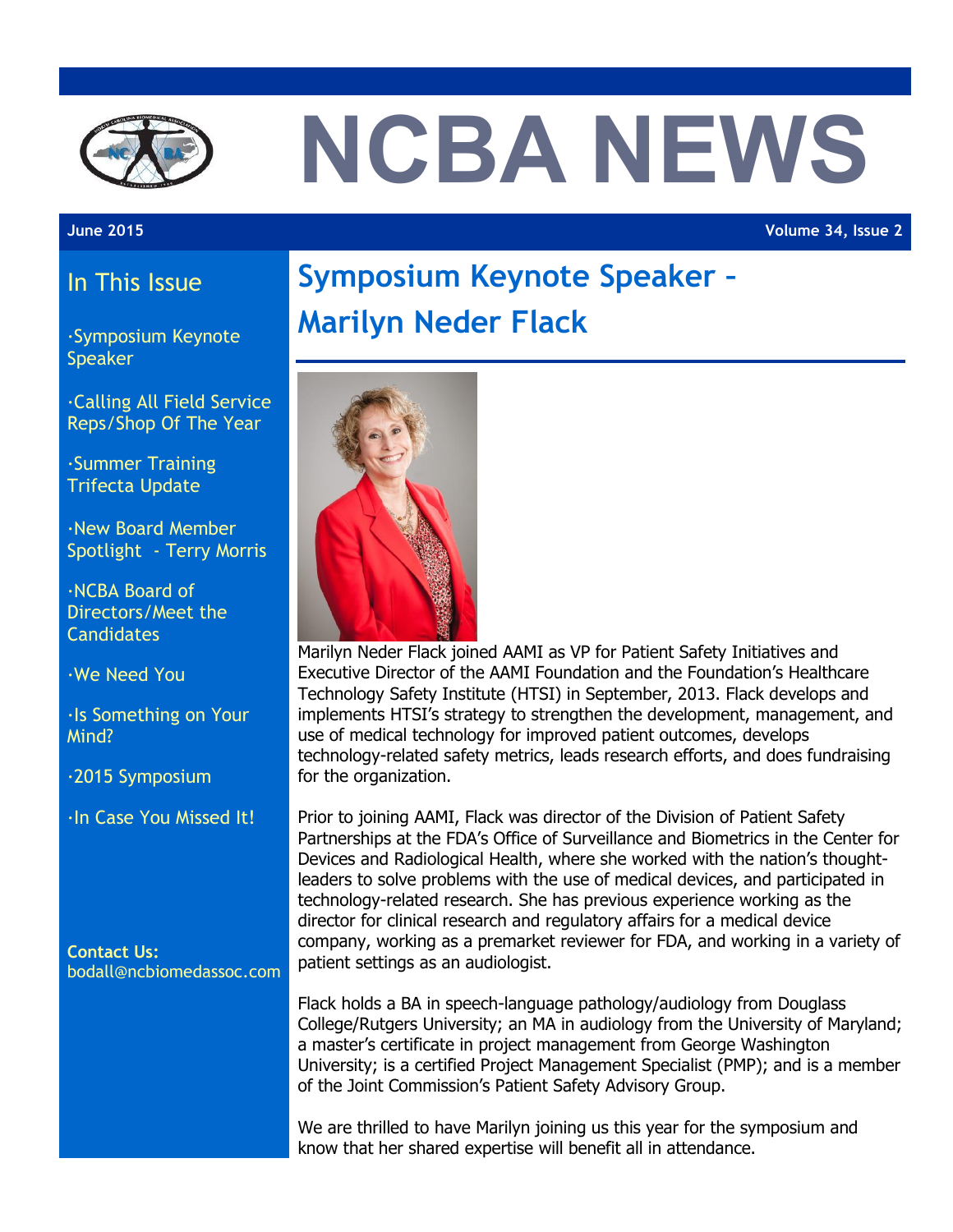# NCBA NEWS

**June 2015** **Volume 34, Issue 2**

## In This Issue

- Symposium Keynote Speaker
- Calling All Field Service Reps/Shop Of The Year
- Summer Training Trifecta Update
- New Board Member Spotlight - Terry Morris
- NCBA Board of Directors/Meet the Candidates
- We Need You
- Is Something on Your Mind?
- 2015 Symposium
- In Case You Missed It!

**Contact Us:**
bodall@ncbiomedassoc.com

## Symposium Keynote Speaker – Marilyn Neder Flack

Marilyn Neder Flack joined AAMI as VP for Patient Safety Initiatives and Executive Director of the AAMI Foundation and the Foundation's Healthcare Technology Safety Institute (HTSI) in September, 2013. Flack develops and implements HTSI's strategy to strengthen the development, management, and use of medical technology for improved patient outcomes, develops technology-related safety metrics, leads research efforts, and does fundraising for the organization.

Prior to joining AAMI, Flack was director of the Division of Patient Safety Partnerships at the FDA's Office of Surveillance and Biometrics in the Center for Devices and Radiological Health, where she worked with the nation's thought-leaders to solve problems with the use of medical devices, and participated in technology-related research. She has previous experience working as the director for clinical research and regulatory affairs for a medical device company, working as a premarket reviewer for FDA, and working in a variety of patient settings as an audiologist.

Flack holds a BA in speech-language pathology/audiology from Douglass College/Rutgers University; an MA in audiology from the University of Maryland; a master's certificate in project management from George Washington University; is a certified Project Management Specialist (PMP); and is a member of the Joint Commission's Patient Safety Advisory Group.

We are thrilled to have Marilyn joining us this year for the symposium and know that her shared expertise will benefit all in attendance.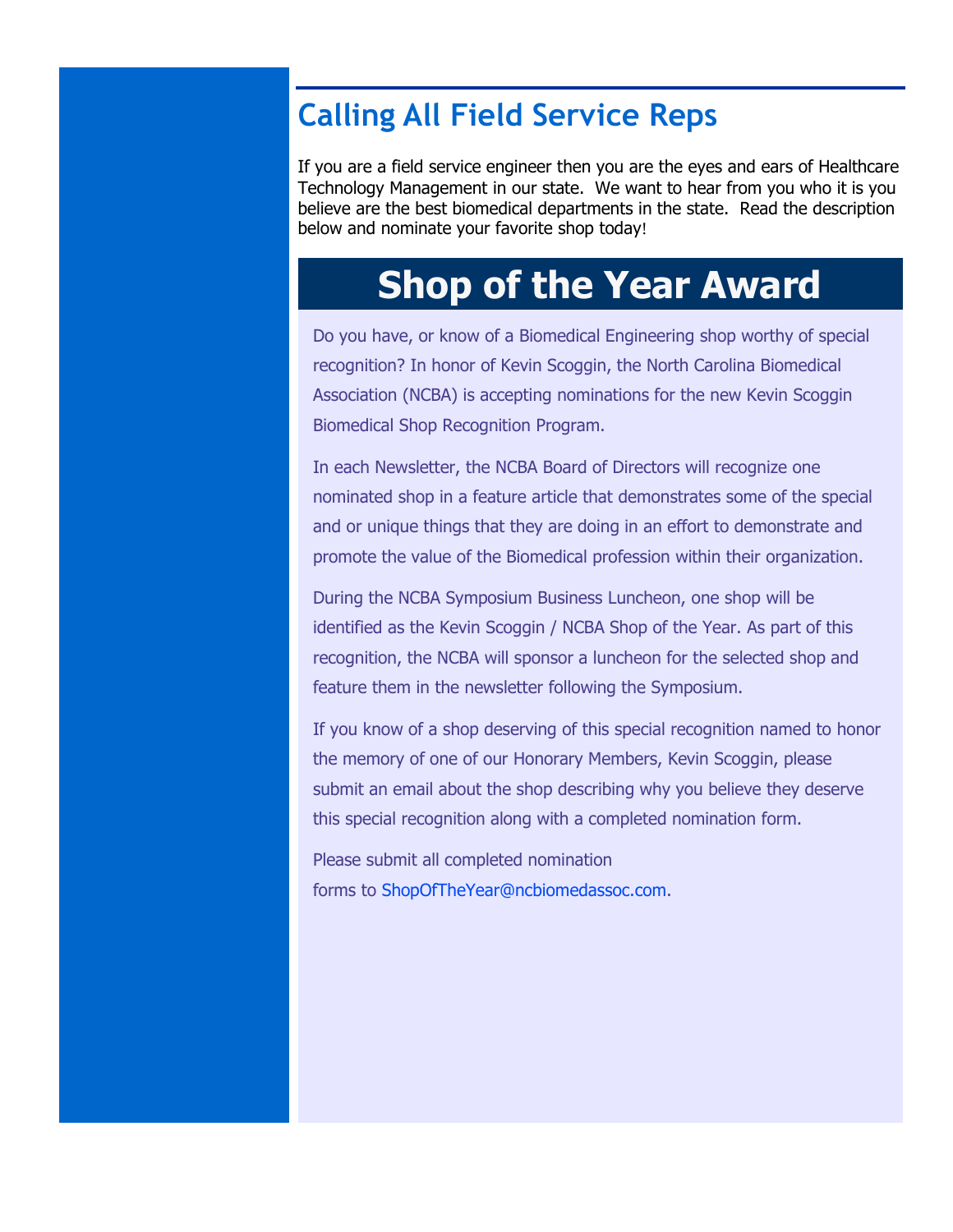## Calling All Field Service Reps

If you are a field service engineer then you are the eyes and ears of Healthcare Technology Management in our state. We want to hear from you who it is you believe are the best biomedical departments in the state. Read the description below and nominate your favorite shop today!

# Shop of the Year Award

Do you have, or know of a Biomedical Engineering shop worthy of special recognition? In honor of Kevin Scoggin, the North Carolina Biomedical Association (NCBA) is accepting nominations for the new Kevin Scoggin Biomedical Shop Recognition Program.

In each Newsletter, the NCBA Board of Directors will recognize one nominated shop in a feature article that demonstrates some of the special and or unique things that they are doing in an effort to demonstrate and promote the value of the Biomedical profession within their organization.

During the NCBA Symposium Business Luncheon, one shop will be identified as the Kevin Scoggin / NCBA Shop of the Year. As part of this recognition, the NCBA will sponsor a luncheon for the selected shop and feature them in the newsletter following the Symposium.

If you know of a shop deserving of this special recognition named to honor the memory of one of our Honorary Members, Kevin Scoggin, please submit an email about the shop describing why you believe they deserve this special recognition along with a completed nomination form.

Please submit all completed nomination forms to ShopOfTheYear@ncbiomedassoc.com.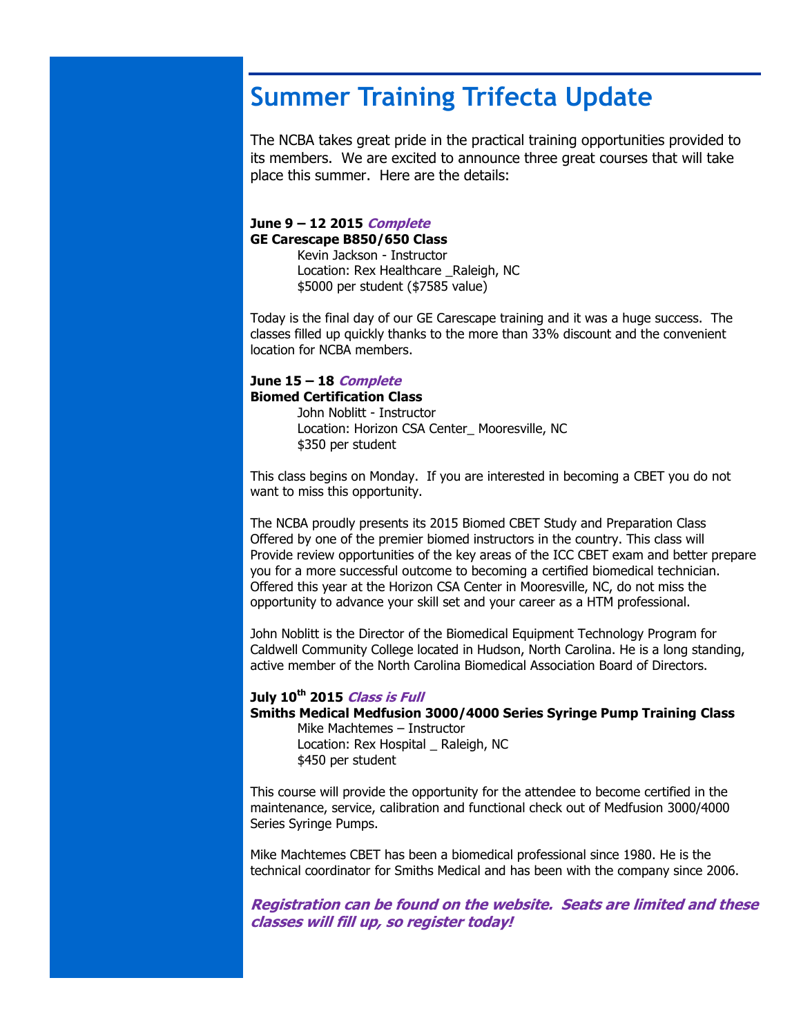# Summer Training Trifecta Update

The NCBA takes great pride in the practical training opportunities provided to its members. We are excited to announce three great courses that will take place this summer. Here are the details:

**June 9 – 12 2015** ***Complete***
**GE Carescape B850/650 Class**

Kevin Jackson - Instructor
Location: Rex Healthcare _Raleigh, NC
$5000 per student ($7585 value)

Today is the final day of our GE Carescape training and it was a huge success. The classes filled up quickly thanks to the more than 33% discount and the convenient location for NCBA members.

**June 15 – 18** ***Complete***
**Biomed Certification Class**

John Noblitt - Instructor
Location: Horizon CSA Center_ Mooresville, NC
$350 per student

This class begins on Monday. If you are interested in becoming a CBET you do not want to miss this opportunity.

The NCBA proudly presents its 2015 Biomed CBET Study and Preparation Class Offered by one of the premier biomed instructors in the country. This class will Provide review opportunities of the key areas of the ICC CBET exam and better prepare you for a more successful outcome to becoming a certified biomedical technician. Offered this year at the Horizon CSA Center in Mooresville, NC, do not miss the opportunity to advance your skill set and your career as a HTM professional.

John Noblitt is the Director of the Biomedical Equipment Technology Program for Caldwell Community College located in Hudson, North Carolina. He is a long standing, active member of the North Carolina Biomedical Association Board of Directors.

**July 10th 2015** ***Class is Full***
**Smiths Medical Medfusion 3000/4000 Series Syringe Pump Training Class**

Mike Machtemes – Instructor
Location: Rex Hospital _ Raleigh, NC
$450 per student

This course will provide the opportunity for the attendee to become certified in the maintenance, service, calibration and functional check out of Medfusion 3000/4000 Series Syringe Pumps.

Mike Machtemes CBET has been a biomedical professional since 1980. He is the technical coordinator for Smiths Medical and has been with the company since 2006.

***Registration can be found on the website. Seats are limited and these classes will fill up, so register today!***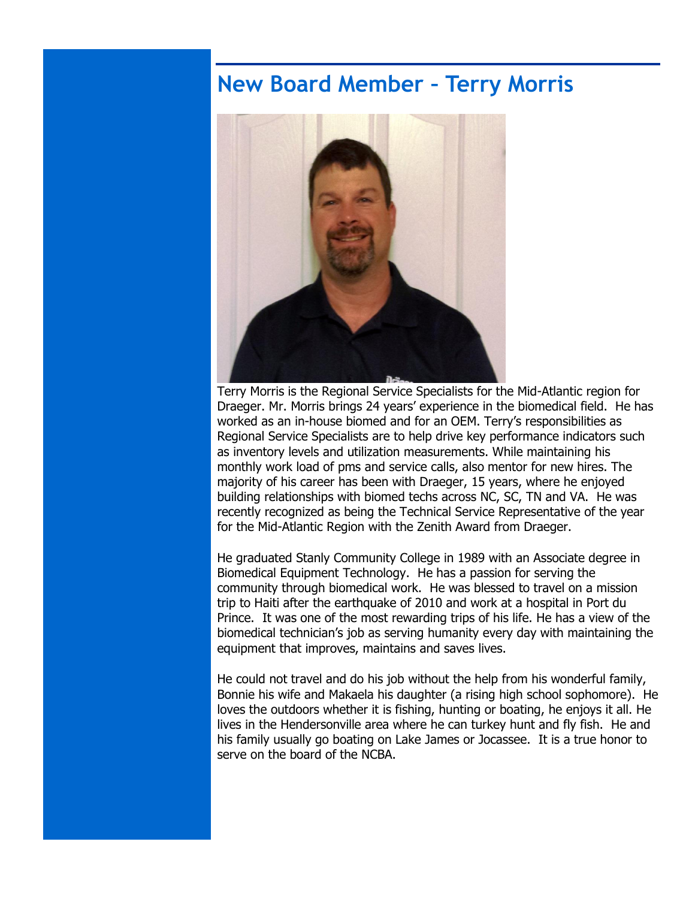## New Board Member – Terry Morris

Terry Morris is the Regional Service Specialists for the Mid-Atlantic region for Draeger. Mr. Morris brings 24 years' experience in the biomedical field. He has worked as an in-house biomed and for an OEM. Terry's responsibilities as Regional Service Specialists are to help drive key performance indicators such as inventory levels and utilization measurements. While maintaining his monthly work load of pms and service calls, also mentor for new hires. The majority of his career has been with Draeger, 15 years, where he enjoyed building relationships with biomed techs across NC, SC, TN and VA. He was recently recognized as being the Technical Service Representative of the year for the Mid-Atlantic Region with the Zenith Award from Draeger.

He graduated Stanly Community College in 1989 with an Associate degree in Biomedical Equipment Technology. He has a passion for serving the community through biomedical work. He was blessed to travel on a mission trip to Haiti after the earthquake of 2010 and work at a hospital in Port du Prince. It was one of the most rewarding trips of his life. He has a view of the biomedical technician's job as serving humanity every day with maintaining the equipment that improves, maintains and saves lives.

He could not travel and do his job without the help from his wonderful family, Bonnie his wife and Makaela his daughter (a rising high school sophomore). He loves the outdoors whether it is fishing, hunting or boating, he enjoys it all. He lives in the Hendersonville area where he can turkey hunt and fly fish. He and his family usually go boating on Lake James or Jocassee. It is a true honor to serve on the board of the NCBA.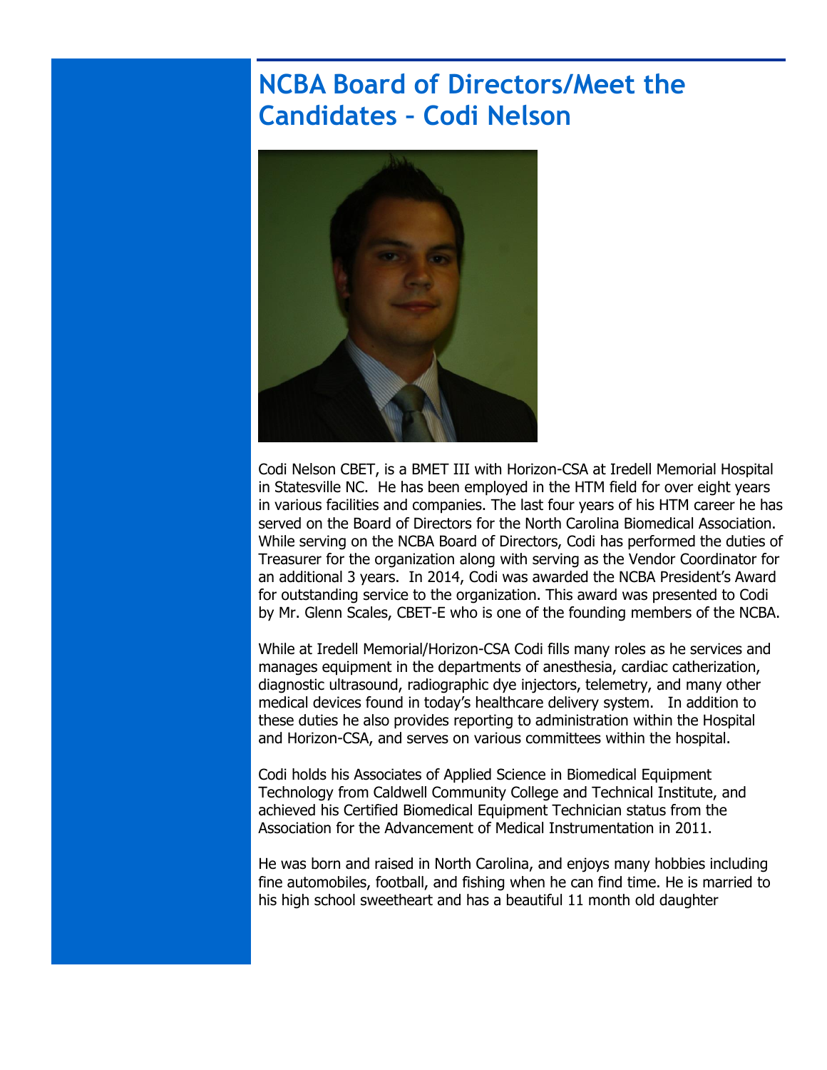# NCBA Board of Directors/Meet the Candidates – Codi Nelson

Codi Nelson CBET, is a BMET III with Horizon-CSA at Iredell Memorial Hospital in Statesville NC. He has been employed in the HTM field for over eight years in various facilities and companies. The last four years of his HTM career he has served on the Board of Directors for the North Carolina Biomedical Association. While serving on the NCBA Board of Directors, Codi has performed the duties of Treasurer for the organization along with serving as the Vendor Coordinator for an additional 3 years. In 2014, Codi was awarded the NCBA President's Award for outstanding service to the organization. This award was presented to Codi by Mr. Glenn Scales, CBET-E who is one of the founding members of the NCBA.

While at Iredell Memorial/Horizon-CSA Codi fills many roles as he services and manages equipment in the departments of anesthesia, cardiac catherization, diagnostic ultrasound, radiographic dye injectors, telemetry, and many other medical devices found in today's healthcare delivery system. In addition to these duties he also provides reporting to administration within the Hospital and Horizon-CSA, and serves on various committees within the hospital.

Codi holds his Associates of Applied Science in Biomedical Equipment Technology from Caldwell Community College and Technical Institute, and achieved his Certified Biomedical Equipment Technician status from the Association for the Advancement of Medical Instrumentation in 2011.

He was born and raised in North Carolina, and enjoys many hobbies including fine automobiles, football, and fishing when he can find time. He is married to his high school sweetheart and has a beautiful 11 month old daughter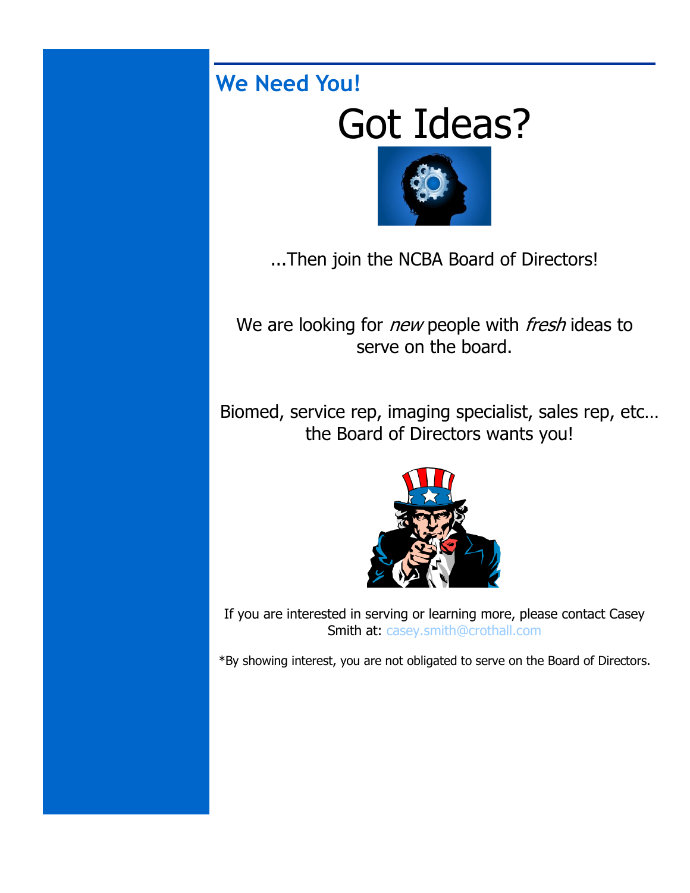## We Need You!

# Got Ideas?

...Then join the NCBA Board of Directors!

We are looking for *new* people with *fresh* ideas to serve on the board.

Biomed, service rep, imaging specialist, sales rep, etc… the Board of Directors wants you!

If you are interested in serving or learning more, please contact Casey Smith at: casey.smith@crothall.com

*By showing interest, you are not obligated to serve on the Board of Directors.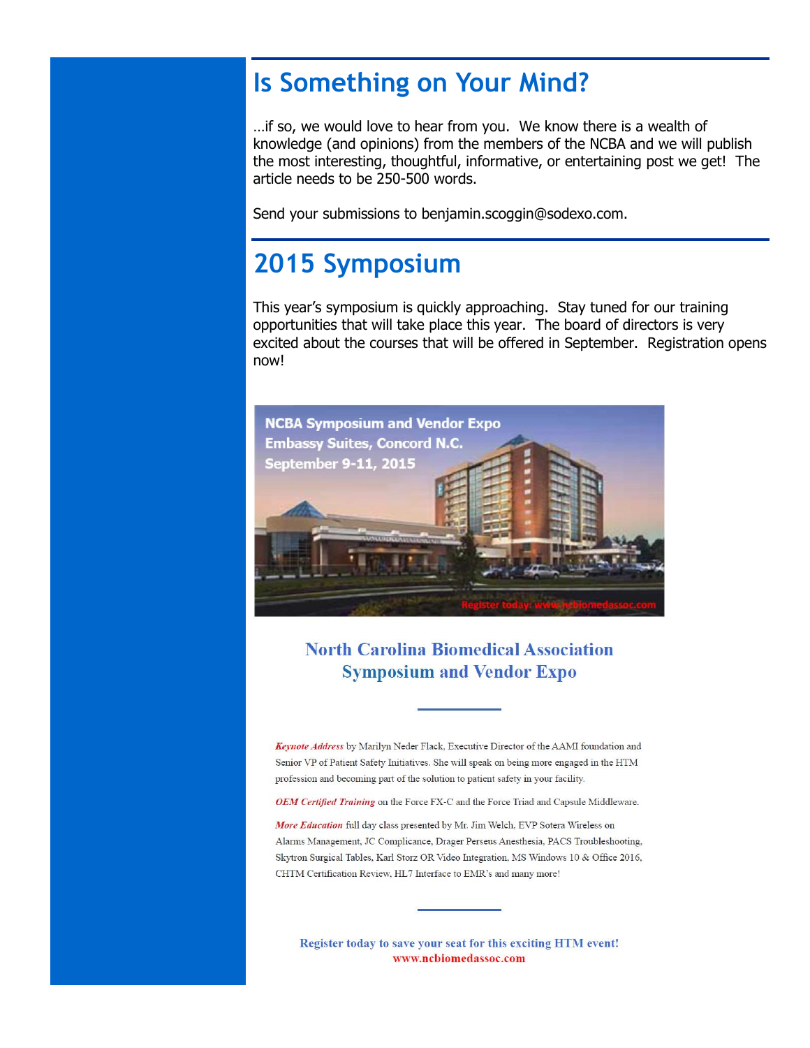# Is Something on Your Mind?

…if so, we would love to hear from you. We know there is a wealth of knowledge (and opinions) from the members of the NCBA and we will publish the most interesting, thoughtful, informative, or entertaining post we get! The article needs to be 250-500 words.

Send your submissions to benjamin.scoggin@sodexo.com.

# 2015 Symposium

This year's symposium is quickly approaching. Stay tuned for our training opportunities that will take place this year. The board of directors is very excited about the courses that will be offered in September. Registration opens now!

NCBA Symposium and Vendor Expo
Embassy Suites, Concord N.C.
September 9-11, 2015

Register today: www.ncbiomedassoc.com

## North Carolina Biomedical Association Symposium and Vendor Expo

*Keynote Address* by Marilyn Neder Flack, Executive Director of the AAMI foundation and Senior VP of Patient Safety Initiatives. She will speak on being more engaged in the HTM profession and becoming part of the solution to patient safety in your facility.

*OEM Certified Training* on the Force FX-C and the Force Triad and Capsule Middleware.

*More Education* full day class presented by Mr. Jim Welch, EVP Sotera Wireless on Alarms Management, JC Complicance, Drager Perseus Anesthesia, PACS Troubleshooting, Skytron Surgical Tables, Karl Storz OR Video Integration, MS Windows 10 & Office 2016, CHTM Certification Review, HL7 Interface to EMR's and many more!

**Register today to save your seat for this exciting HTM event!**
**www.ncbiomedassoc.com**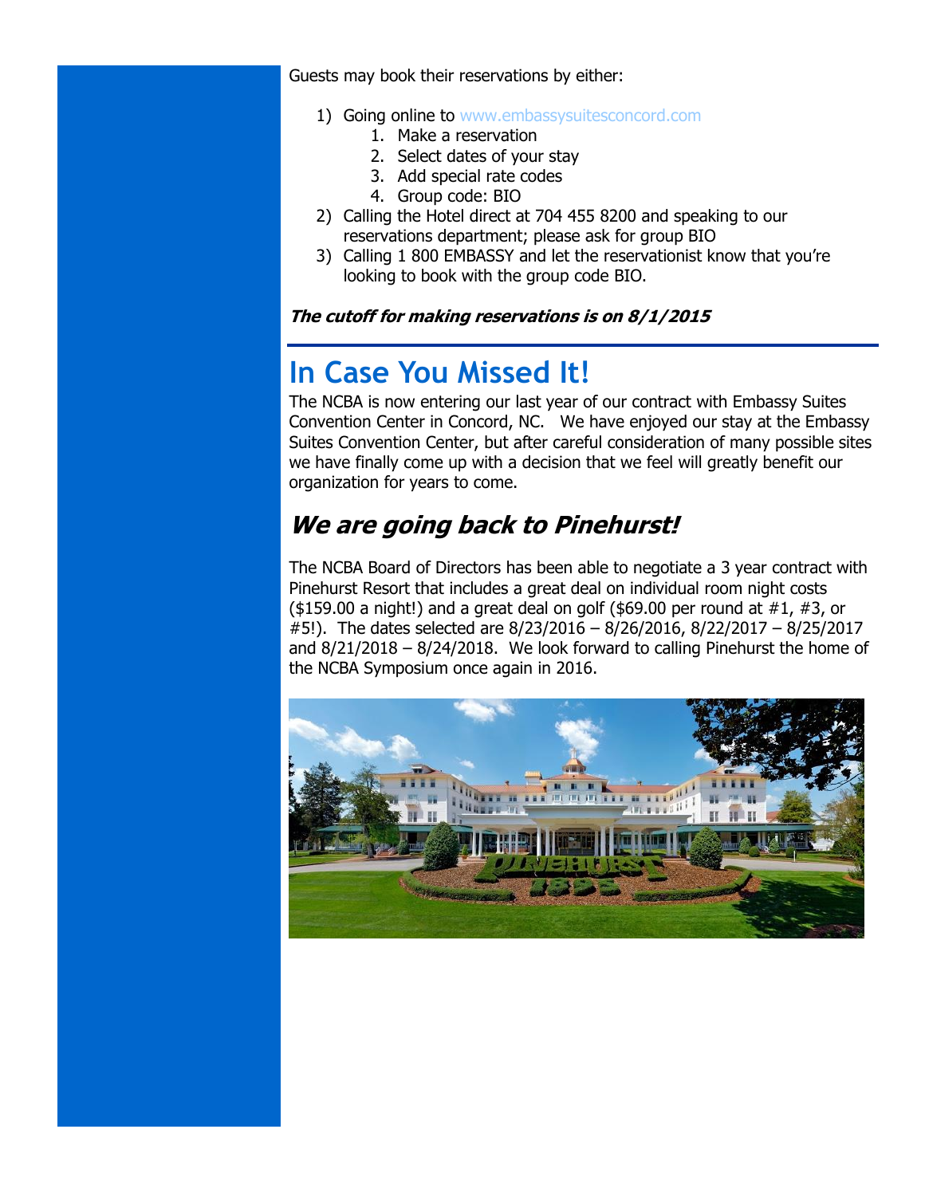Guests may book their reservations by either:

1) Going online to www.embassysuitesconcord.com
    1. Make a reservation
    2. Select dates of your stay
    3. Add special rate codes
    4. Group code: BIO
2) Calling the Hotel direct at 704 455 8200 and speaking to our reservations department; please ask for group BIO
3) Calling 1 800 EMBASSY and let the reservationist know that you're looking to book with the group code BIO.

***The cutoff for making reservations is on 8/1/2015***

# In Case You Missed It!

The NCBA is now entering our last year of our contract with Embassy Suites Convention Center in Concord, NC. We have enjoyed our stay at the Embassy Suites Convention Center, but after careful consideration of many possible sites we have finally come up with a decision that we feel will greatly benefit our organization for years to come.

## *We are going back to Pinehurst!*

The NCBA Board of Directors has been able to negotiate a 3 year contract with Pinehurst Resort that includes a great deal on individual room night costs ($159.00 a night!) and a great deal on golf ($69.00 per round at #1, #3, or #5!). The dates selected are 8/23/2016 – 8/26/2016, 8/22/2017 – 8/25/2017 and 8/21/2018 – 8/24/2018. We look forward to calling Pinehurst the home of the NCBA Symposium once again in 2016.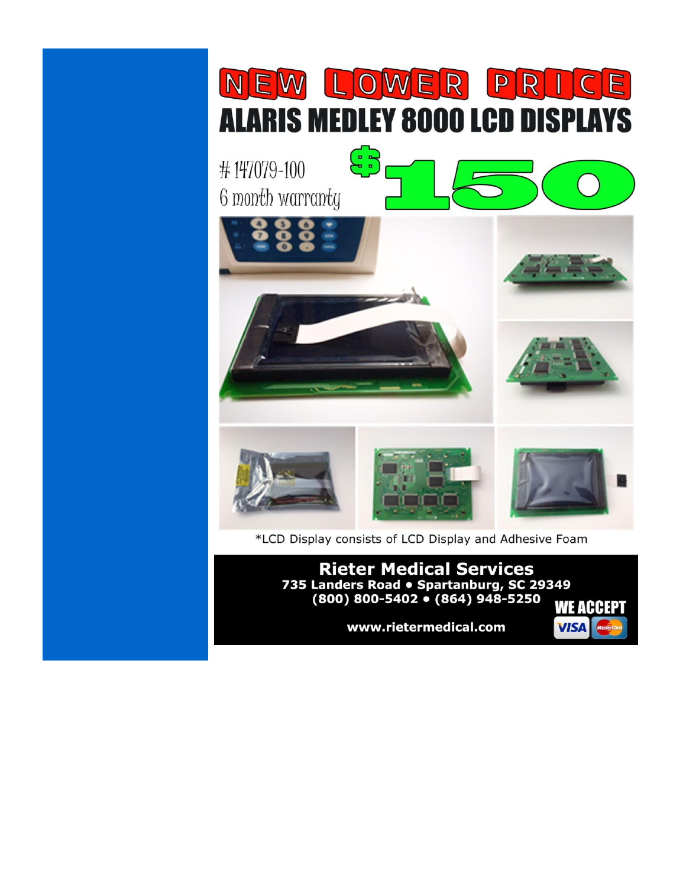# NEW LOWER PRICE

## ALARIS MEDLEY 8000 LCD DISPLAYS

# 147079-100
6 month warranty

**$150**

*LCD Display consists of LCD Display and Adhesive Foam

**Rieter Medical Services**
**735 Landers Road • Spartanburg, SC 29349**
**(800) 800-5402 • (864) 948-5250**

**www.rietermedical.com**

**WE ACCEPT** VISA MasterCard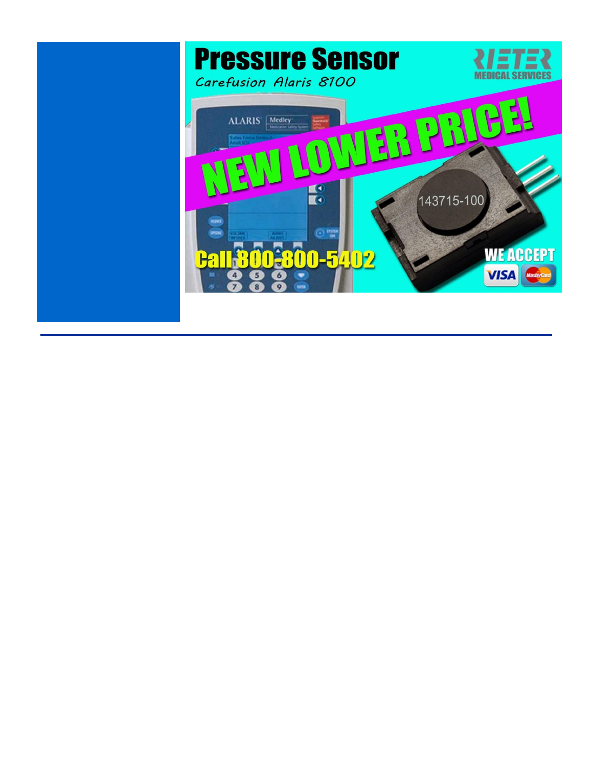# Pressure Sensor

Carefusion Alaris 8100

RIETER MEDICAL SERVICES

NEW LOWER PRICE!

143715-100

Call 800-800-5402

WE ACCEPT

VISA MasterCard